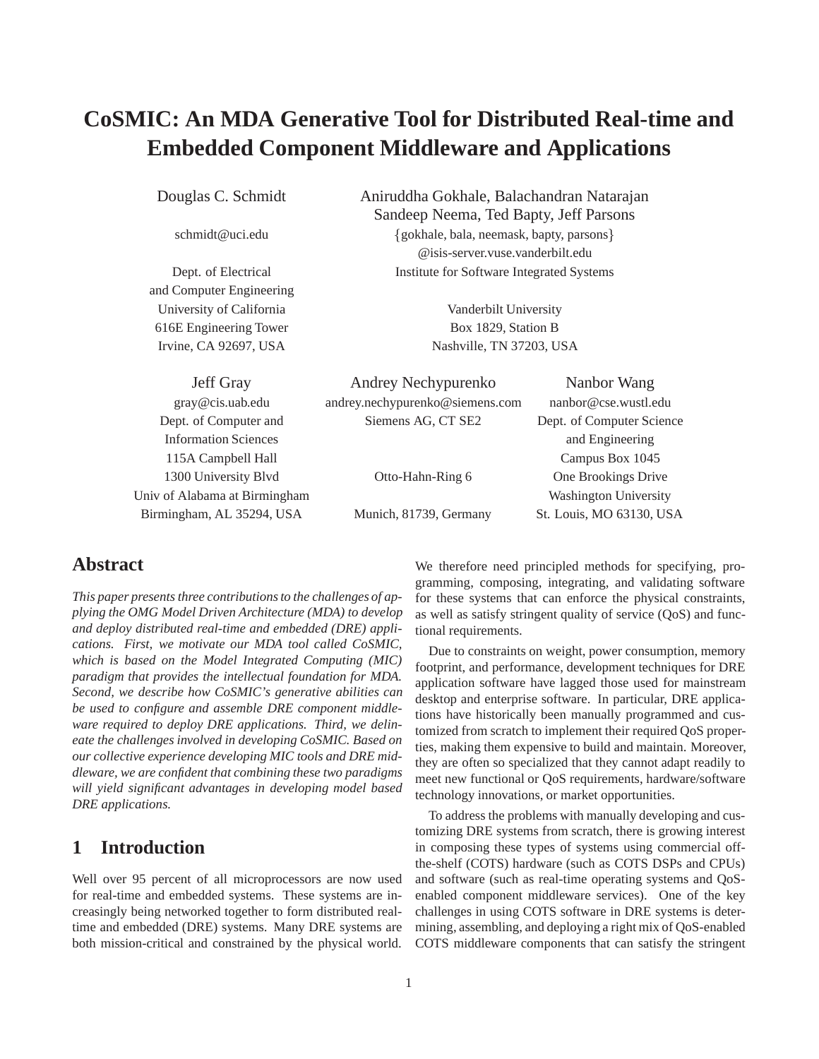# CoSMIC: An MDA Generative Tool for Distributed Real-time and Embedded Component Middleware and Applications

Douglas C. Schmidt
schmidt@uci.edu
Dept. of Electrical and Computer Engineering
University of California
616E Engineering Tower
Irvine, CA 92697, USA

Aniruddha Gokhale, Balachandran Natarajan
Sandeep Neema, Ted Bapty, Jeff Parsons
{gokhale, bala, neemask, bapty, parsons}@isis-server.vuse.vanderbilt.edu
Institute for Software Integrated Systems
Vanderbilt University
Box 1829, Station B
Nashville, TN 37203, USA

Jeff Gray
gray@cis.uab.edu
Dept. of Computer and Information Sciences
115A Campbell Hall
1300 University Blvd
Univ of Alabama at Birmingham
Birmingham, AL 35294, USA

Andrey Nechypurenko
andrey.nechypurenko@siemens.com
Siemens AG, CT SE2
Otto-Hahn-Ring 6
Munich, 81739, Germany

Nanbor Wang
nanbor@cse.wustl.edu
Dept. of Computer Science and Engineering
Campus Box 1045
One Brookings Drive
Washington University
St. Louis, MO 63130, USA

## Abstract

*This paper presents three contributions to the challenges of applying the OMG Model Driven Architecture (MDA) to develop and deploy distributed real-time and embedded (DRE) applications. First, we motivate our MDA tool called CoSMIC, which is based on the Model Integrated Computing (MIC) paradigm that provides the intellectual foundation for MDA. Second, we describe how CoSMIC's generative abilities can be used to configure and assemble DRE component middleware required to deploy DRE applications. Third, we delineate the challenges involved in developing CoSMIC. Based on our collective experience developing MIC tools and DRE middleware, we are confident that combining these two paradigms will yield significant advantages in developing model based DRE applications.*

## 1 Introduction

Well over 95 percent of all microprocessors are now used for real-time and embedded systems. These systems are increasingly being networked together to form distributed real-time and embedded (DRE) systems. Many DRE systems are both mission-critical and constrained by the physical world. We therefore need principled methods for specifying, programming, composing, integrating, and validating software for these systems that can enforce the physical constraints, as well as satisfy stringent quality of service (QoS) and functional requirements.

Due to constraints on weight, power consumption, memory footprint, and performance, development techniques for DRE application software have lagged those used for mainstream desktop and enterprise software. In particular, DRE applications have historically been manually programmed and customized from scratch to implement their required QoS properties, making them expensive to build and maintain. Moreover, they are often so specialized that they cannot adapt readily to meet new functional or QoS requirements, hardware/software technology innovations, or market opportunities.

To address the problems with manually developing and customizing DRE systems from scratch, there is growing interest in composing these types of systems using commercial off-the-shelf (COTS) hardware (such as COTS DSPs and CPUs) and software (such as real-time operating systems and QoS-enabled component middleware services). One of the key challenges in using COTS software in DRE systems is determining, assembling, and deploying a right mix of QoS-enabled COTS middleware components that can satisfy the stringent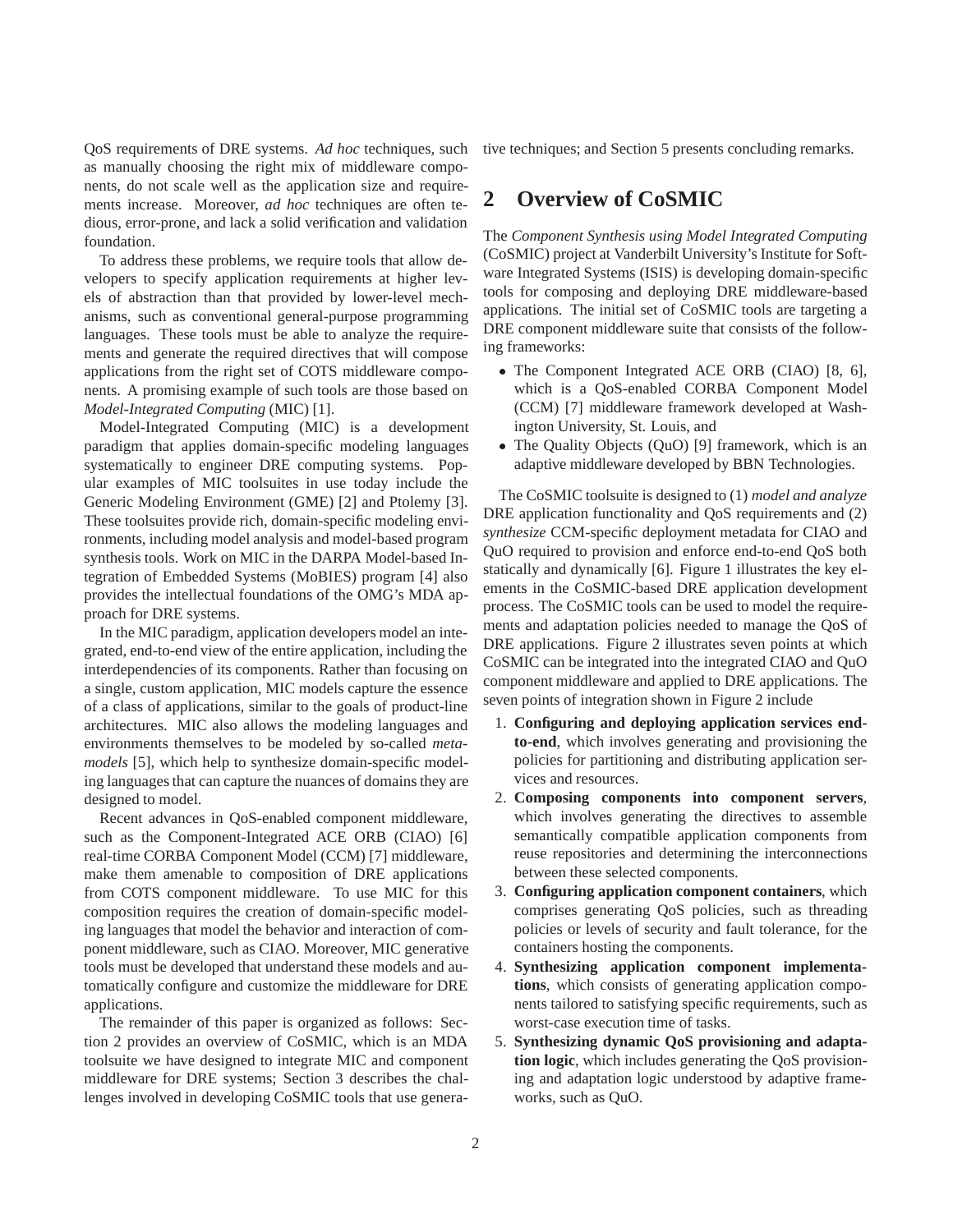QoS requirements of DRE systems. *Ad hoc* techniques, such as manually choosing the right mix of middleware components, do not scale well as the application size and requirements increase. Moreover, *ad hoc* techniques are often tedious, error-prone, and lack a solid verification and validation foundation.

To address these problems, we require tools that allow developers to specify application requirements at higher levels of abstraction than that provided by lower-level mechanisms, such as conventional general-purpose programming languages. These tools must be able to analyze the requirements and generate the required directives that will compose applications from the right set of COTS middleware components. A promising example of such tools are those based on *Model-Integrated Computing* (MIC) [1].

Model-Integrated Computing (MIC) is a development paradigm that applies domain-specific modeling languages systematically to engineer DRE computing systems. Popular examples of MIC toolsuites in use today include the Generic Modeling Environment (GME) [2] and Ptolemy [3]. These toolsuites provide rich, domain-specific modeling environments, including model analysis and model-based program synthesis tools. Work on MIC in the DARPA Model-based Integration of Embedded Systems (MoBIES) program [4] also provides the intellectual foundations of the OMG's MDA approach for DRE systems.

In the MIC paradigm, application developers model an integrated, end-to-end view of the entire application, including the interdependencies of its components. Rather than focusing on a single, custom application, MIC models capture the essence of a class of applications, similar to the goals of product-line architectures. MIC also allows the modeling languages and environments themselves to be modeled by so-called *meta-models* [5], which help to synthesize domain-specific modeling languages that can capture the nuances of domains they are designed to model.

Recent advances in QoS-enabled component middleware, such as the Component-Integrated ACE ORB (CIAO) [6] real-time CORBA Component Model (CCM) [7] middleware, make them amenable to composition of DRE applications from COTS component middleware. To use MIC for this composition requires the creation of domain-specific modeling languages that model the behavior and interaction of component middleware, such as CIAO. Moreover, MIC generative tools must be developed that understand these models and automatically configure and customize the middleware for DRE applications.

The remainder of this paper is organized as follows: Section 2 provides an overview of CoSMIC, which is an MDA toolsuite we have designed to integrate MIC and component middleware for DRE systems; Section 3 describes the challenges involved in developing CoSMIC tools that use generative techniques; and Section 5 presents concluding remarks.

## 2 Overview of CoSMIC

The *Component Synthesis using Model Integrated Computing* (CoSMIC) project at Vanderbilt University's Institute for Software Integrated Systems (ISIS) is developing domain-specific tools for composing and deploying DRE middleware-based applications. The initial set of CoSMIC tools are targeting a DRE component middleware suite that consists of the following frameworks:

- The Component Integrated ACE ORB (CIAO) [8, 6], which is a QoS-enabled CORBA Component Model (CCM) [7] middleware framework developed at Washington University, St. Louis, and
- The Quality Objects (QuO) [9] framework, which is an adaptive middleware developed by BBN Technologies.

The CoSMIC toolsuite is designed to (1) *model and analyze* DRE application functionality and QoS requirements and (2) *synthesize* CCM-specific deployment metadata for CIAO and QuO required to provision and enforce end-to-end QoS both statically and dynamically [6]. Figure 1 illustrates the key elements in the CoSMIC-based DRE application development process. The CoSMIC tools can be used to model the requirements and adaptation policies needed to manage the QoS of DRE applications. Figure 2 illustrates seven points at which CoSMIC can be integrated into the integrated CIAO and QuO component middleware and applied to DRE applications. The seven points of integration shown in Figure 2 include

1. **Configuring and deploying application services end-to-end**, which involves generating and provisioning the policies for partitioning and distributing application services and resources.
2. **Composing components into component servers**, which involves generating the directives to assemble semantically compatible application components from reuse repositories and determining the interconnections between these selected components.
3. **Configuring application component containers**, which comprises generating QoS policies, such as threading policies or levels of security and fault tolerance, for the containers hosting the components.
4. **Synthesizing application component implementations**, which consists of generating application components tailored to satisfying specific requirements, such as worst-case execution time of tasks.
5. **Synthesizing dynamic QoS provisioning and adaptation logic**, which includes generating the QoS provisioning and adaptation logic understood by adaptive frameworks, such as QuO.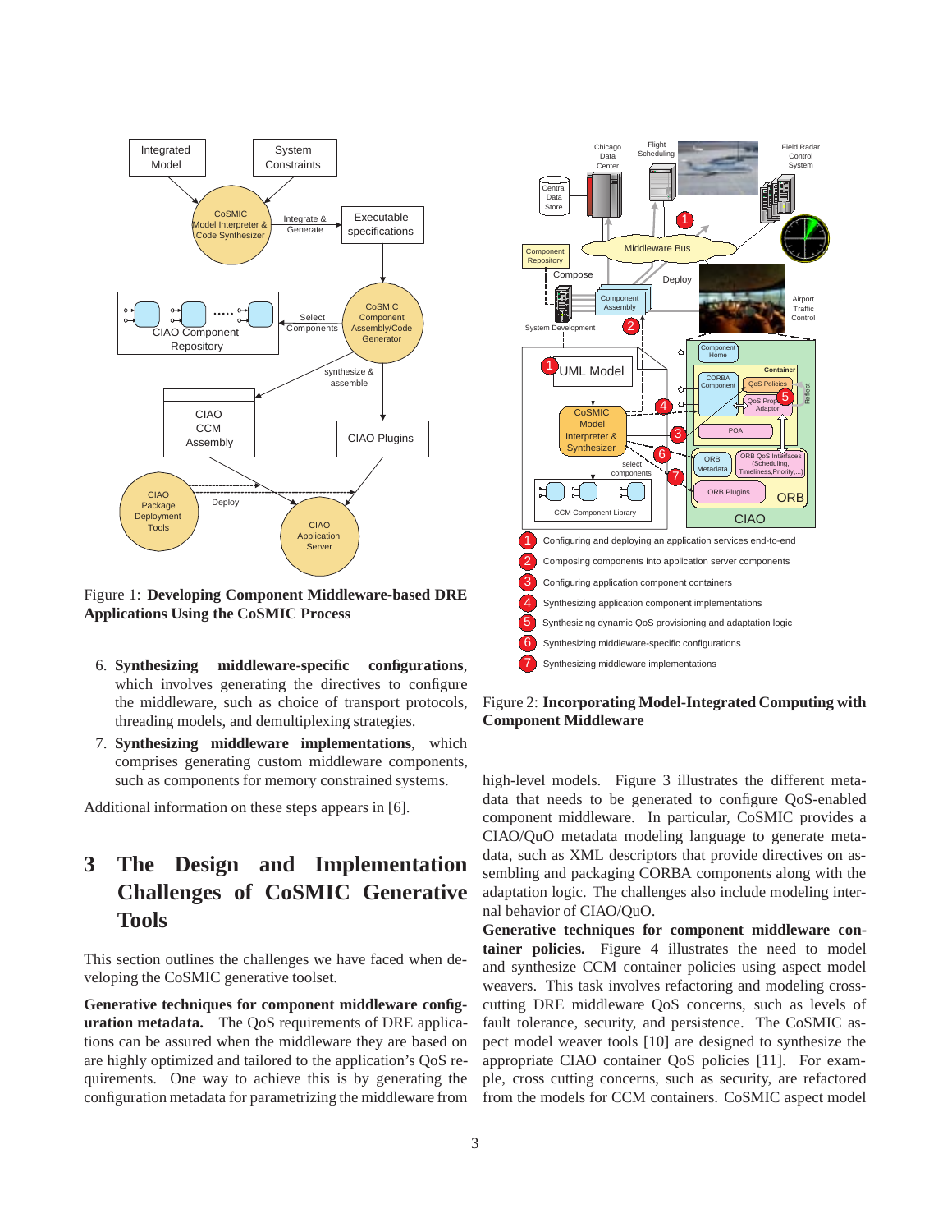Integrated Model

System Constraints

CoSMIC Model Interpreter & Code Synthesizer

Integrate & Generate

Executable specifications

CIAO Component Repository

Select Components

CoSMIC Component Assembly/Code Generator

synthesize & assemble

CIAO CCM Assembly

CIAO Plugins

CIAO Package Deployment Tools

Deploy

CIAO Application Server

Figure 1: **Developing Component Middleware-based DRE Applications Using the CoSMIC Process**

6. **Synthesizing middleware-specific configurations**, which involves generating the directives to configure the middleware, such as choice of transport protocols, threading models, and demultiplexing strategies.
7. **Synthesizing middleware implementations**, which comprises generating custom middleware components, such as components for memory constrained systems.

Additional information on these steps appears in [6].

# 3 The Design and Implementation Challenges of CoSMIC Generative Tools

This section outlines the challenges we have faced when developing the CoSMIC generative toolset.

**Generative techniques for component middleware configuration metadata.** The QoS requirements of DRE applications can be assured when the middleware they are based on are highly optimized and tailored to the application's QoS requirements. One way to achieve this is by generating the configuration metadata for parametrizing the middleware from

Chicago Data Center

Flight Scheduling

Field Radar Control System

Central Data Store

Component Repository

Middleware Bus

Compose

Deploy

Component Assembly

Airport Traffic Control

System Development

UML Model

CoSMIC Model Interpreter & Synthesizer

select components

CCM Component Library

Component Home

Container

CORBA Component

QoS Policies

QoS Property Adaptor

Reflect

POA

ORB Metadata

ORB QoS Interfaces (Scheduling, Timeliness,Priority,...)

ORB Plugins

ORB

CIAO

1 Configuring and deploying an application services end-to-end

2 Composing components into application server components

3 Configuring application component containers

4 Synthesizing application component implementations

5 Synthesizing dynamic QoS provisioning and adaptation logic

6 Synthesizing middleware-specific configurations

7 Synthesizing middleware implementations

Figure 2: **Incorporating Model-Integrated Computing with Component Middleware**

high-level models. Figure 3 illustrates the different metadata that needs to be generated to configure QoS-enabled component middleware. In particular, CoSMIC provides a CIAO/QuO metadata modeling language to generate metadata, such as XML descriptors that provide directives on assembling and packaging CORBA components along with the adaptation logic. The challenges also include modeling internal behavior of CIAO/QuO.

**Generative techniques for component middleware container policies.** Figure 4 illustrates the need to model and synthesize CCM container policies using aspect model weavers. This task involves refactoring and modeling crosscutting DRE middleware QoS concerns, such as levels of fault tolerance, security, and persistence. The CoSMIC aspect model weaver tools [10] are designed to synthesize the appropriate CIAO container QoS policies [11]. For example, cross cutting concerns, such as security, are refactored from the models for CCM containers. CoSMIC aspect model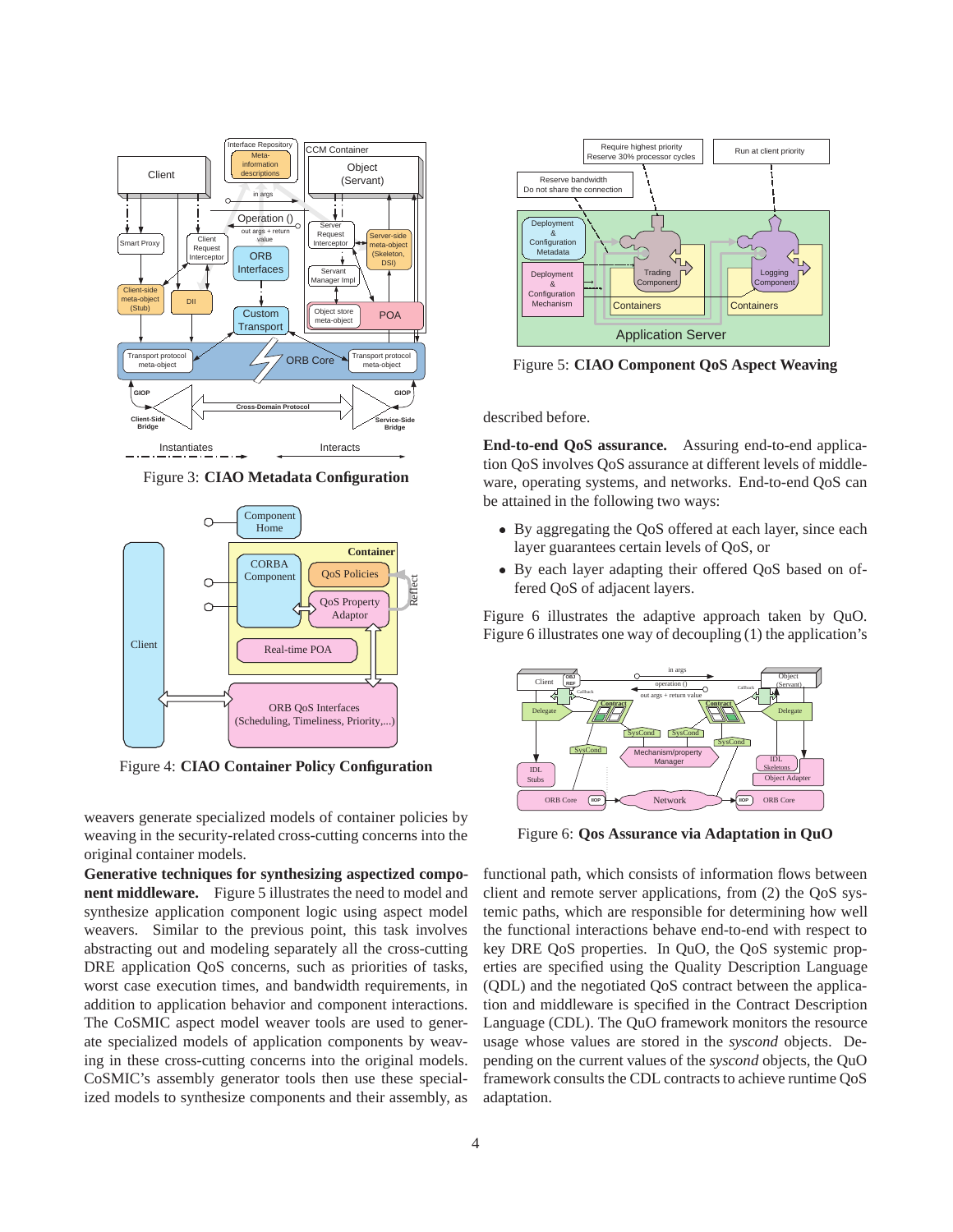Figure 3: **CIAO Metadata Configuration**

Figure 4: **CIAO Container Policy Configuration**

weavers generate specialized models of container policies by weaving in the security-related cross-cutting concerns into the original container models.

**Generative techniques for synthesizing aspectized component middleware.** Figure 5 illustrates the need to model and synthesize application component logic using aspect model weavers. Similar to the previous point, this task involves abstracting out and modeling separately all the cross-cutting DRE application QoS concerns, such as priorities of tasks, worst case execution times, and bandwidth requirements, in addition to application behavior and component interactions. The CoSMIC aspect model weaver tools are used to generate specialized models of application components by weaving in these cross-cutting concerns into the original models. CoSMIC's assembly generator tools then use these specialized models to synthesize components and their assembly, as described before.

Figure 5: **CIAO Component QoS Aspect Weaving**

**End-to-end QoS assurance.** Assuring end-to-end application QoS involves QoS assurance at different levels of middleware, operating systems, and networks. End-to-end QoS can be attained in the following two ways:

- By aggregating the QoS offered at each layer, since each layer guarantees certain levels of QoS, or
- By each layer adapting their offered QoS based on offered QoS of adjacent layers.

Figure 6 illustrates the adaptive approach taken by QuO. Figure 6 illustrates one way of decoupling (1) the application's functional path, which consists of information flows between client and remote server applications, from (2) the QoS systemic paths, which are responsible for determining how well the functional interactions behave end-to-end with respect to key DRE QoS properties. In QuO, the QoS systemic properties are specified using the Quality Description Language (QDL) and the negotiated QoS contract between the application and middleware is specified in the Contract Description Language (CDL). The QuO framework monitors the resource usage whose values are stored in the *syscond* objects. Depending on the current values of the *syscond* objects, the QuO framework consults the CDL contracts to achieve runtime QoS adaptation.

Figure 6: **Qos Assurance via Adaptation in QuO**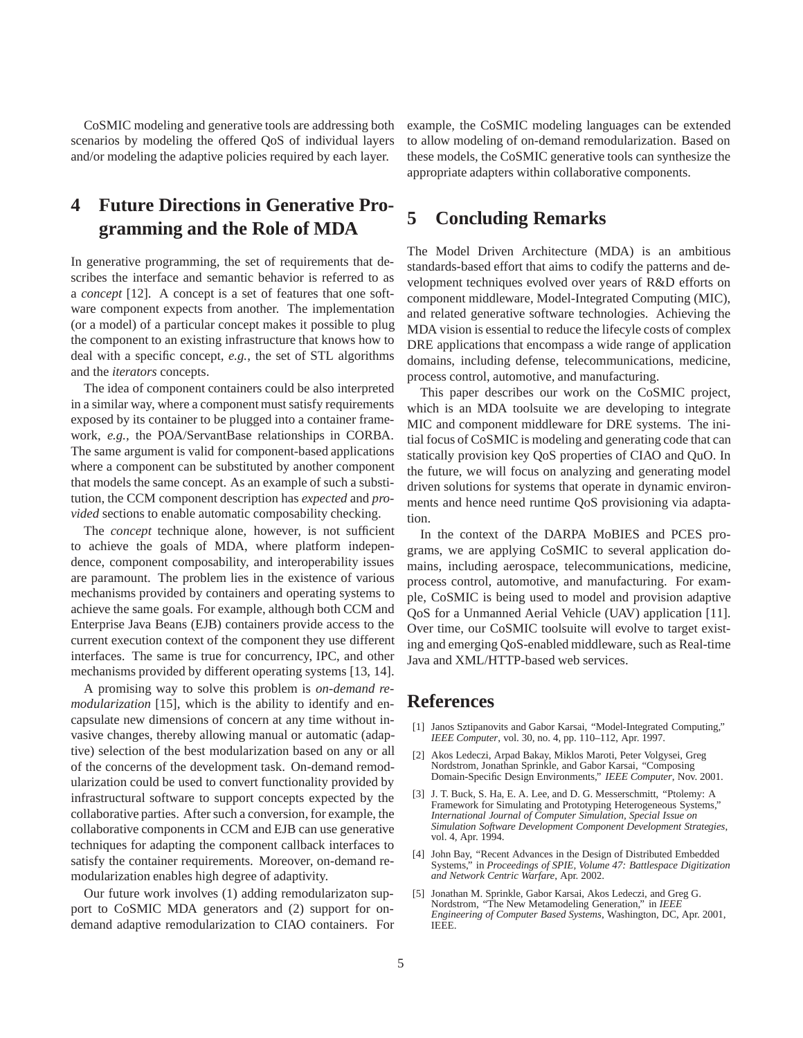CoSMIC modeling and generative tools are addressing both scenarios by modeling the offered QoS of individual layers and/or modeling the adaptive policies required by each layer.

## 4 Future Directions in Generative Programming and the Role of MDA

In generative programming, the set of requirements that describes the interface and semantic behavior is referred to as a *concept* [12]. A concept is a set of features that one software component expects from another. The implementation (or a model) of a particular concept makes it possible to plug the component to an existing infrastructure that knows how to deal with a specific concept, *e.g.*, the set of STL algorithms and the *iterators* concepts.

The idea of component containers could be also interpreted in a similar way, where a component must satisfy requirements exposed by its container to be plugged into a container framework, *e.g.,* the POA/ServantBase relationships in CORBA. The same argument is valid for component-based applications where a component can be substituted by another component that models the same concept. As an example of such a substitution, the CCM component description has *expected* and *provided* sections to enable automatic composability checking.

The *concept* technique alone, however, is not sufficient to achieve the goals of MDA, where platform independence, component composability, and interoperability issues are paramount. The problem lies in the existence of various mechanisms provided by containers and operating systems to achieve the same goals. For example, although both CCM and Enterprise Java Beans (EJB) containers provide access to the current execution context of the component they use different interfaces. The same is true for concurrency, IPC, and other mechanisms provided by different operating systems [13, 14].

A promising way to solve this problem is *on-demand remodularization* [15], which is the ability to identify and encapsulate new dimensions of concern at any time without invasive changes, thereby allowing manual or automatic (adaptive) selection of the best modularization based on any or all of the concerns of the development task. On-demand remodularization could be used to convert functionality provided by infrastructural software to support concepts expected by the collaborative parties. After such a conversion, for example, the collaborative components in CCM and EJB can use generative techniques for adapting the component callback interfaces to satisfy the container requirements. Moreover, on-demand remodularization enables high degree of adaptivity.

Our future work involves (1) adding remodularizaton support to CoSMIC MDA generators and (2) support for on-demand adaptive remodularization to CIAO containers. For example, the CoSMIC modeling languages can be extended to allow modeling of on-demand remodularization. Based on these models, the CoSMIC generative tools can synthesize the appropriate adapters within collaborative components.

## 5 Concluding Remarks

The Model Driven Architecture (MDA) is an ambitious standards-based effort that aims to codify the patterns and development techniques evolved over years of R&D efforts on component middleware, Model-Integrated Computing (MIC), and related generative software technologies. Achieving the MDA vision is essential to reduce the lifecycle costs of complex DRE applications that encompass a wide range of application domains, including defense, telecommunications, medicine, process control, automotive, and manufacturing.

This paper describes our work on the CoSMIC project, which is an MDA toolsuite we are developing to integrate MIC and component middleware for DRE systems. The initial focus of CoSMIC is modeling and generating code that can statically provision key QoS properties of CIAO and QuO. In the future, we will focus on analyzing and generating model driven solutions for systems that operate in dynamic environments and hence need runtime QoS provisioning via adaptation.

In the context of the DARPA MoBIES and PCES programs, we are applying CoSMIC to several application domains, including aerospace, telecommunications, medicine, process control, automotive, and manufacturing. For example, CoSMIC is being used to model and provision adaptive QoS for a Unmanned Aerial Vehicle (UAV) application [11]. Over time, our CoSMIC toolsuite will evolve to target existing and emerging QoS-enabled middleware, such as Real-time Java and XML/HTTP-based web services.

## References

[1] Janos Sztipanovits and Gabor Karsai, "Model-Integrated Computing," *IEEE Computer*, vol. 30, no. 4, pp. 110–112, Apr. 1997.

[2] Akos Ledeczi, Arpad Bakay, Miklos Maroti, Peter Volgysei, Greg Nordstrom, Jonathan Sprinkle, and Gabor Karsai, "Composing Domain-Specific Design Environments," *IEEE Computer*, Nov. 2001.

[3] J. T. Buck, S. Ha, E. A. Lee, and D. G. Messerschmitt, "Ptolemy: A Framework for Simulating and Prototyping Heterogeneous Systems," *International Journal of Computer Simulation, Special Issue on Simulation Software Development Component Development Strategies*, vol. 4, Apr. 1994.

[4] John Bay, "Recent Advances in the Design of Distributed Embedded Systems," in *Proceedings of SPIE, Volume 47: Battlespace Digitization and Network Centric Warfare*, Apr. 2002.

[5] Jonathan M. Sprinkle, Gabor Karsai, Akos Ledeczi, and Greg G. Nordstrom, "The New Metamodeling Generation," in *IEEE Engineering of Computer Based Systems*, Washington, DC, Apr. 2001, IEEE.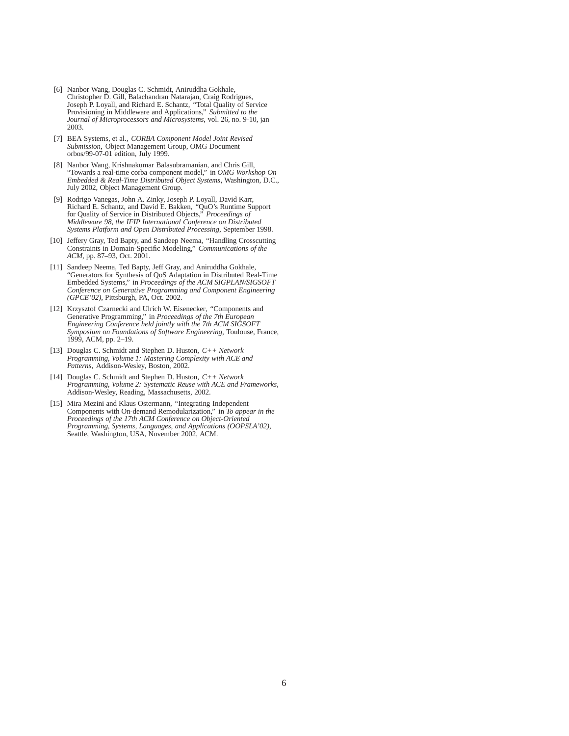[6] Nanbor Wang, Douglas C. Schmidt, Aniruddha Gokhale, Christopher D. Gill, Balachandran Natarajan, Craig Rodrigues, Joseph P. Loyall, and Richard E. Schantz, "Total Quality of Service Provisioning in Middleware and Applications," *Submitted to the Journal of Microprocessors and Microsystems*, vol. 26, no. 9-10, jan 2003.

[7] BEA Systems, et al., *CORBA Component Model Joint Revised Submission*, Object Management Group, OMG Document orbos/99-07-01 edition, July 1999.

[8] Nanbor Wang, Krishnakumar Balasubramanian, and Chris Gill, "Towards a real-time corba component model," in *OMG Workshop On Embedded & Real-Time Distributed Object Systems*, Washington, D.C., July 2002, Object Management Group.

[9] Rodrigo Vanegas, John A. Zinky, Joseph P. Loyall, David Karr, Richard E. Schantz, and David E. Bakken, "QuO's Runtime Support for Quality of Service in Distributed Objects," *Proceedings of Middleware 98, the IFIP International Conference on Distributed Systems Platform and Open Distributed Processing*, September 1998.

[10] Jeffery Gray, Ted Bapty, and Sandeep Neema, "Handling Crosscutting Constraints in Domain-Specific Modeling," *Communications of the ACM*, pp. 87–93, Oct. 2001.

[11] Sandeep Neema, Ted Bapty, Jeff Gray, and Aniruddha Gokhale, "Generators for Synthesis of QoS Adaptation in Distributed Real-Time Embedded Systems," in *Proceedings of the ACM SIGPLAN/SIGSOFT Conference on Generative Programming and Component Engineering (GPCE'02)*, Pittsburgh, PA, Oct. 2002.

[12] Krzysztof Czarnecki and Ulrich W. Eisenecker, "Components and Generative Programming," in *Proceedings of the 7th European Engineering Conference held jointly with the 7th ACM SIGSOFT Symposium on Foundations of Software Engineering*, Toulouse, France, 1999, ACM, pp. 2–19.

[13] Douglas C. Schmidt and Stephen D. Huston, *C++ Network Programming, Volume 1: Mastering Complexity with ACE and Patterns*, Addison-Wesley, Boston, 2002.

[14] Douglas C. Schmidt and Stephen D. Huston, *C++ Network Programming, Volume 2: Systematic Reuse with ACE and Frameworks*, Addison-Wesley, Reading, Massachusetts, 2002.

[15] Mira Mezini and Klaus Ostermann, "Integrating Independent Components with On-demand Remodularization," in *To appear in the Proceedings of the 17th ACM Conference on Object-Oriented Programming, Systems, Languages, and Applications (OOPSLA'02)*, Seattle, Washington, USA, November 2002, ACM.